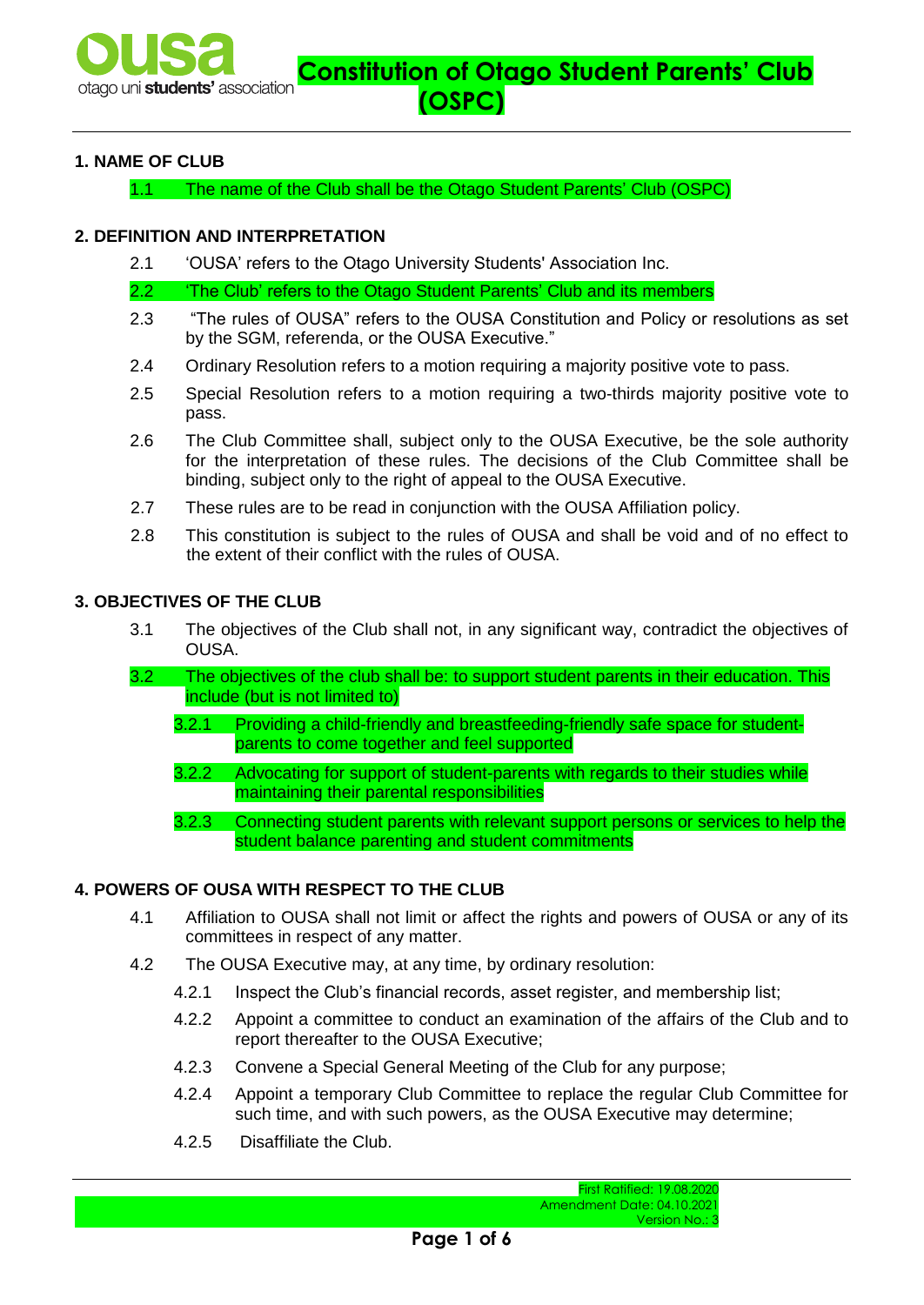# Constitution of Otago Student Parents' Club (OSPC)

## 1. NAME OF CLUB

1.1 The name of the Club shall be the Otago Student Parents' Club (OSPC)

## 2. DEFINITION AND INTERPRETATION

2.1 'OUSA' refers to the Otago University Students' Association Inc.

2.2 'The Club' refers to the Otago Student Parents' Club and its members

2.3 "The rules of OUSA" refers to the OUSA Constitution and Policy or resolutions as set by the SGM, referenda, or the OUSA Executive."

2.4 Ordinary Resolution refers to a motion requiring a majority positive vote to pass.

2.5 Special Resolution refers to a motion requiring a two-thirds majority positive vote to pass.

2.6 The Club Committee shall, subject only to the OUSA Executive, be the sole authority for the interpretation of these rules. The decisions of the Club Committee shall be binding, subject only to the right of appeal to the OUSA Executive.

2.7 These rules are to be read in conjunction with the OUSA Affiliation policy.

2.8 This constitution is subject to the rules of OUSA and shall be void and of no effect to the extent of their conflict with the rules of OUSA.

## 3. OBJECTIVES OF THE CLUB

3.1 The objectives of the Club shall not, in any significant way, contradict the objectives of OUSA.

3.2 The objectives of the club shall be: to support student parents in their education. This include (but is not limited to)

3.2.1 Providing a child-friendly and breastfeeding-friendly safe space for student-parents to come together and feel supported

3.2.2 Advocating for support of student-parents with regards to their studies while maintaining their parental responsibilities

3.2.3 Connecting student parents with relevant support persons or services to help the student balance parenting and student commitments

## 4. POWERS OF OUSA WITH RESPECT TO THE CLUB

4.1 Affiliation to OUSA shall not limit or affect the rights and powers of OUSA or any of its committees in respect of any matter.

4.2 The OUSA Executive may, at any time, by ordinary resolution:

4.2.1 Inspect the Club's financial records, asset register, and membership list;

4.2.2 Appoint a committee to conduct an examination of the affairs of the Club and to report thereafter to the OUSA Executive;

4.2.3 Convene a Special General Meeting of the Club for any purpose;

4.2.4 Appoint a temporary Club Committee to replace the regular Club Committee for such time, and with such powers, as the OUSA Executive may determine;

4.2.5 Disaffiliate the Club.

First Ratified: 19.08.2020
Amendment Date: 04.10.2021
Version No.: 3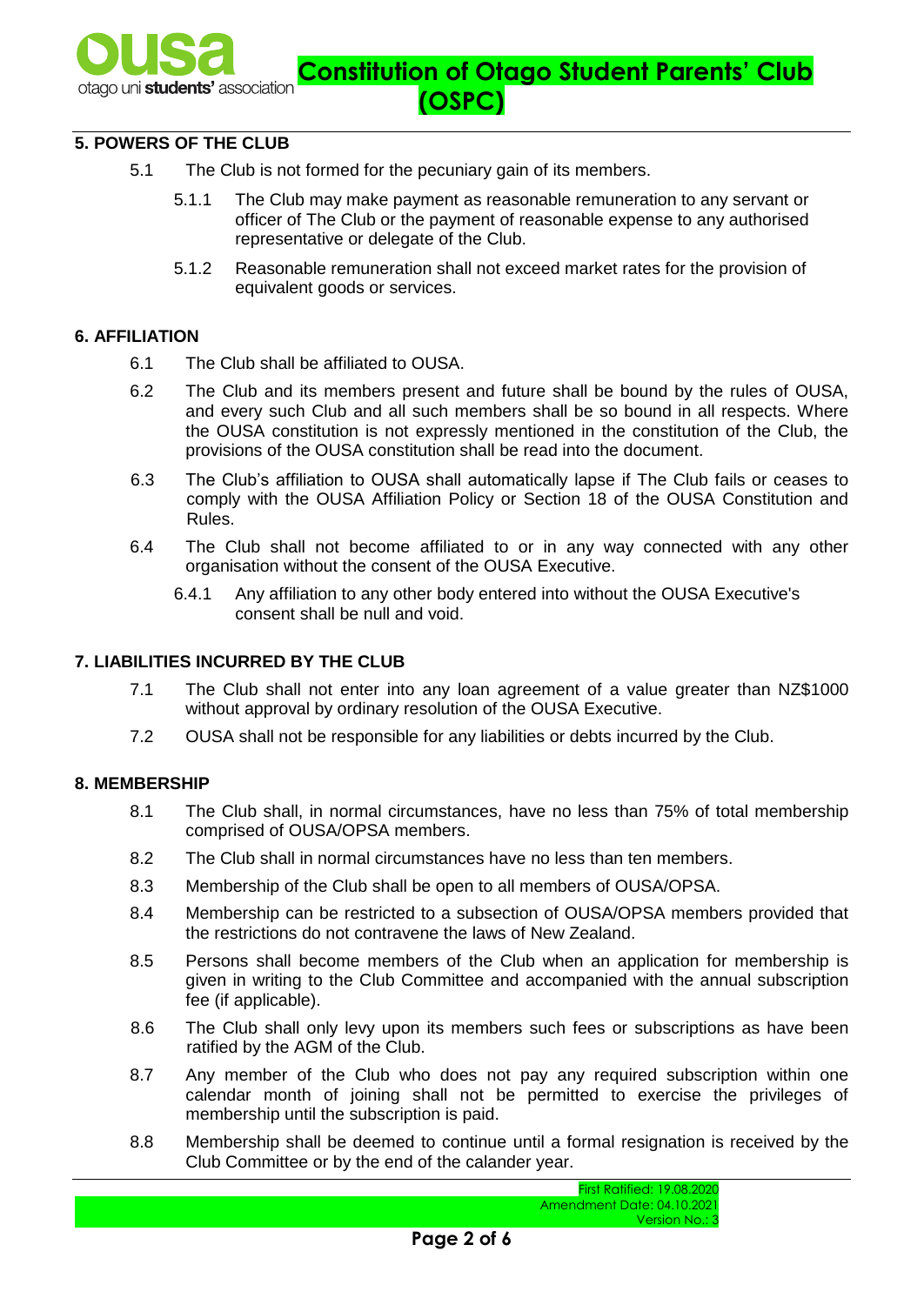## 5. POWERS OF THE CLUB

5.1 The Club is not formed for the pecuniary gain of its members.

5.1.1 The Club may make payment as reasonable remuneration to any servant or officer of The Club or the payment of reasonable expense to any authorised representative or delegate of the Club.

5.1.2 Reasonable remuneration shall not exceed market rates for the provision of equivalent goods or services.

## 6. AFFILIATION

6.1 The Club shall be affiliated to OUSA.

6.2 The Club and its members present and future shall be bound by the rules of OUSA, and every such Club and all such members shall be so bound in all respects. Where the OUSA constitution is not expressly mentioned in the constitution of the Club, the provisions of the OUSA constitution shall be read into the document.

6.3 The Club's affiliation to OUSA shall automatically lapse if The Club fails or ceases to comply with the OUSA Affiliation Policy or Section 18 of the OUSA Constitution and Rules.

6.4 The Club shall not become affiliated to or in any way connected with any other organisation without the consent of the OUSA Executive.

6.4.1 Any affiliation to any other body entered into without the OUSA Executive's consent shall be null and void.

## 7. LIABILITIES INCURRED BY THE CLUB

7.1 The Club shall not enter into any loan agreement of a value greater than NZ$1000 without approval by ordinary resolution of the OUSA Executive.

7.2 OUSA shall not be responsible for any liabilities or debts incurred by the Club.

## 8. MEMBERSHIP

8.1 The Club shall, in normal circumstances, have no less than 75% of total membership comprised of OUSA/OPSA members.

8.2 The Club shall in normal circumstances have no less than ten members.

8.3 Membership of the Club shall be open to all members of OUSA/OPSA.

8.4 Membership can be restricted to a subsection of OUSA/OPSA members provided that the restrictions do not contravene the laws of New Zealand.

8.5 Persons shall become members of the Club when an application for membership is given in writing to the Club Committee and accompanied with the annual subscription fee (if applicable).

8.6 The Club shall only levy upon its members such fees or subscriptions as have been ratified by the AGM of the Club.

8.7 Any member of the Club who does not pay any required subscription within one calendar month of joining shall not be permitted to exercise the privileges of membership until the subscription is paid.

8.8 Membership shall be deemed to continue until a formal resignation is received by the Club Committee or by the end of the calander year.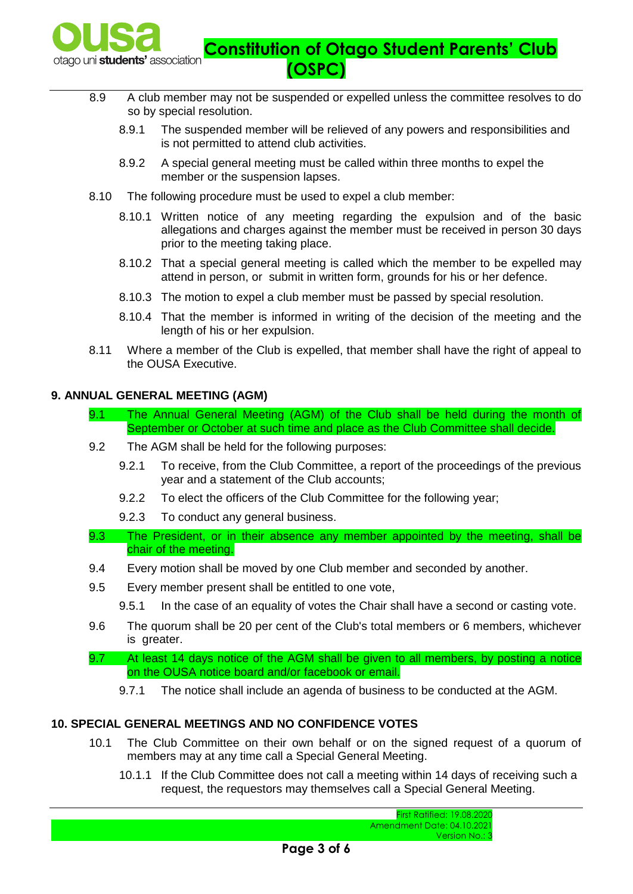8.9 A club member may not be suspended or expelled unless the committee resolves to do so by special resolution.

8.9.1 The suspended member will be relieved of any powers and responsibilities and is not permitted to attend club activities.

8.9.2 A special general meeting must be called within three months to expel the member or the suspension lapses.

8.10 The following procedure must be used to expel a club member:

8.10.1 Written notice of any meeting regarding the expulsion and of the basic allegations and charges against the member must be received in person 30 days prior to the meeting taking place.

8.10.2 That a special general meeting is called which the member to be expelled may attend in person, or submit in written form, grounds for his or her defence.

8.10.3 The motion to expel a club member must be passed by special resolution.

8.10.4 That the member is informed in writing of the decision of the meeting and the length of his or her expulsion.

8.11 Where a member of the Club is expelled, that member shall have the right of appeal to the OUSA Executive.

## 9. ANNUAL GENERAL MEETING (AGM)

9.1 The Annual General Meeting (AGM) of the Club shall be held during the month of September or October at such time and place as the Club Committee shall decide.

9.2 The AGM shall be held for the following purposes:

9.2.1 To receive, from the Club Committee, a report of the proceedings of the previous year and a statement of the Club accounts;

9.2.2 To elect the officers of the Club Committee for the following year;

9.2.3 To conduct any general business.

9.3 The President, or in their absence any member appointed by the meeting, shall be chair of the meeting.

9.4 Every motion shall be moved by one Club member and seconded by another.

9.5 Every member present shall be entitled to one vote,

9.5.1 In the case of an equality of votes the Chair shall have a second or casting vote.

9.6 The quorum shall be 20 per cent of the Club's total members or 6 members, whichever is greater.

9.7 At least 14 days notice of the AGM shall be given to all members, by posting a notice on the OUSA notice board and/or facebook or email.

9.7.1 The notice shall include an agenda of business to be conducted at the AGM.

## 10. SPECIAL GENERAL MEETINGS AND NO CONFIDENCE VOTES

10.1 The Club Committee on their own behalf or on the signed request of a quorum of members may at any time call a Special General Meeting.

10.1.1 If the Club Committee does not call a meeting within 14 days of receiving such a request, the requestors may themselves call a Special General Meeting.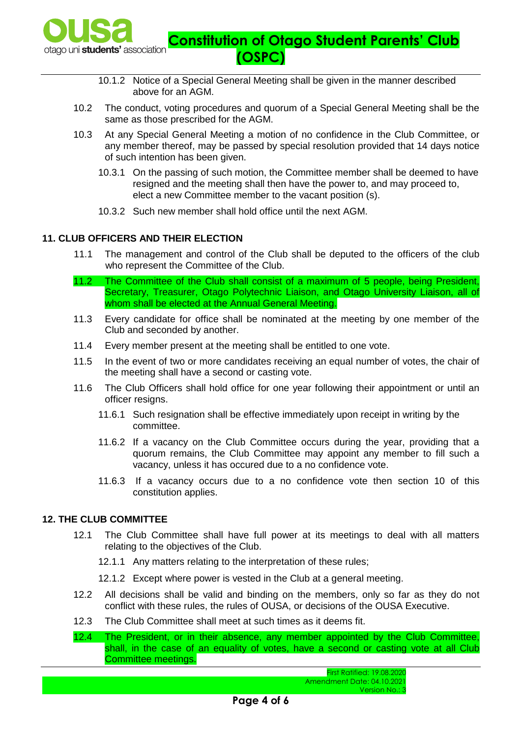10.1.2 Notice of a Special General Meeting shall be given in the manner described above for an AGM.

10.2 The conduct, voting procedures and quorum of a Special General Meeting shall be the same as those prescribed for the AGM.

10.3 At any Special General Meeting a motion of no confidence in the Club Committee, or any member thereof, may be passed by special resolution provided that 14 days notice of such intention has been given.

10.3.1 On the passing of such motion, the Committee member shall be deemed to have resigned and the meeting shall then have the power to, and may proceed to, elect a new Committee member to the vacant position (s).

10.3.2 Such new member shall hold office until the next AGM.

## 11. CLUB OFFICERS AND THEIR ELECTION

11.1 The management and control of the Club shall be deputed to the officers of the club who represent the Committee of the Club.

11.2 The Committee of the Club shall consist of a maximum of 5 people, being President, Secretary, Treasurer, Otago Polytechnic Liaison, and Otago University Liaison, all of whom shall be elected at the Annual General Meeting.

11.3 Every candidate for office shall be nominated at the meeting by one member of the Club and seconded by another.

11.4 Every member present at the meeting shall be entitled to one vote.

11.5 In the event of two or more candidates receiving an equal number of votes, the chair of the meeting shall have a second or casting vote.

11.6 The Club Officers shall hold office for one year following their appointment or until an officer resigns.

11.6.1 Such resignation shall be effective immediately upon receipt in writing by the committee.

11.6.2 If a vacancy on the Club Committee occurs during the year, providing that a quorum remains, the Club Committee may appoint any member to fill such a vacancy, unless it has occured due to a no confidence vote.

11.6.3 If a vacancy occurs due to a no confidence vote then section 10 of this constitution applies.

## 12. THE CLUB COMMITTEE

12.1 The Club Committee shall have full power at its meetings to deal with all matters relating to the objectives of the Club.

12.1.1 Any matters relating to the interpretation of these rules;

12.1.2 Except where power is vested in the Club at a general meeting.

12.2 All decisions shall be valid and binding on the members, only so far as they do not conflict with these rules, the rules of OUSA, or decisions of the OUSA Executive.

12.3 The Club Committee shall meet at such times as it deems fit.

12.4 The President, or in their absence, any member appointed by the Club Committee, shall, in the case of an equality of votes, have a second or casting vote at all Club Committee meetings.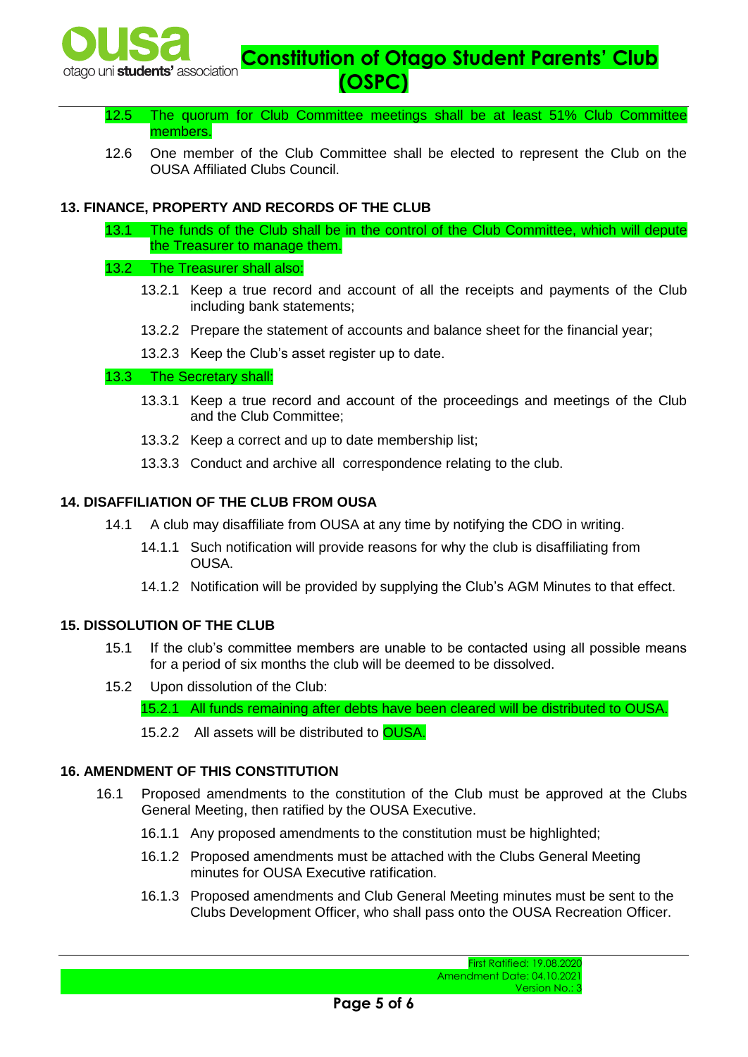12.5 The quorum for Club Committee meetings shall be at least 51% Club Committee members.

12.6 One member of the Club Committee shall be elected to represent the Club on the OUSA Affiliated Clubs Council.

### 13. FINANCE, PROPERTY AND RECORDS OF THE CLUB

13.1 The funds of the Club shall be in the control of the Club Committee, which will depute the Treasurer to manage them.

13.2 The Treasurer shall also:

- 13.2.1 Keep a true record and account of all the receipts and payments of the Club including bank statements;
- 13.2.2 Prepare the statement of accounts and balance sheet for the financial year;
- 13.2.3 Keep the Club's asset register up to date.

13.3 The Secretary shall:

- 13.3.1 Keep a true record and account of the proceedings and meetings of the Club and the Club Committee;
- 13.3.2 Keep a correct and up to date membership list;
- 13.3.3 Conduct and archive all correspondence relating to the club.

### 14. DISAFFILIATION OF THE CLUB FROM OUSA

14.1 A club may disaffiliate from OUSA at any time by notifying the CDO in writing.

- 14.1.1 Such notification will provide reasons for why the club is disaffiliating from OUSA.
- 14.1.2 Notification will be provided by supplying the Club's AGM Minutes to that effect.

### 15. DISSOLUTION OF THE CLUB

15.1 If the club's committee members are unable to be contacted using all possible means for a period of six months the club will be deemed to be dissolved.

15.2 Upon dissolution of the Club:

- 15.2.1 All funds remaining after debts have been cleared will be distributed to OUSA.
- 15.2.2 All assets will be distributed to OUSA.

### 16. AMENDMENT OF THIS CONSTITUTION

16.1 Proposed amendments to the constitution of the Club must be approved at the Clubs General Meeting, then ratified by the OUSA Executive.

- 16.1.1 Any proposed amendments to the constitution must be highlighted;
- 16.1.2 Proposed amendments must be attached with the Clubs General Meeting minutes for OUSA Executive ratification.
- 16.1.3 Proposed amendments and Club General Meeting minutes must be sent to the Clubs Development Officer, who shall pass onto the OUSA Recreation Officer.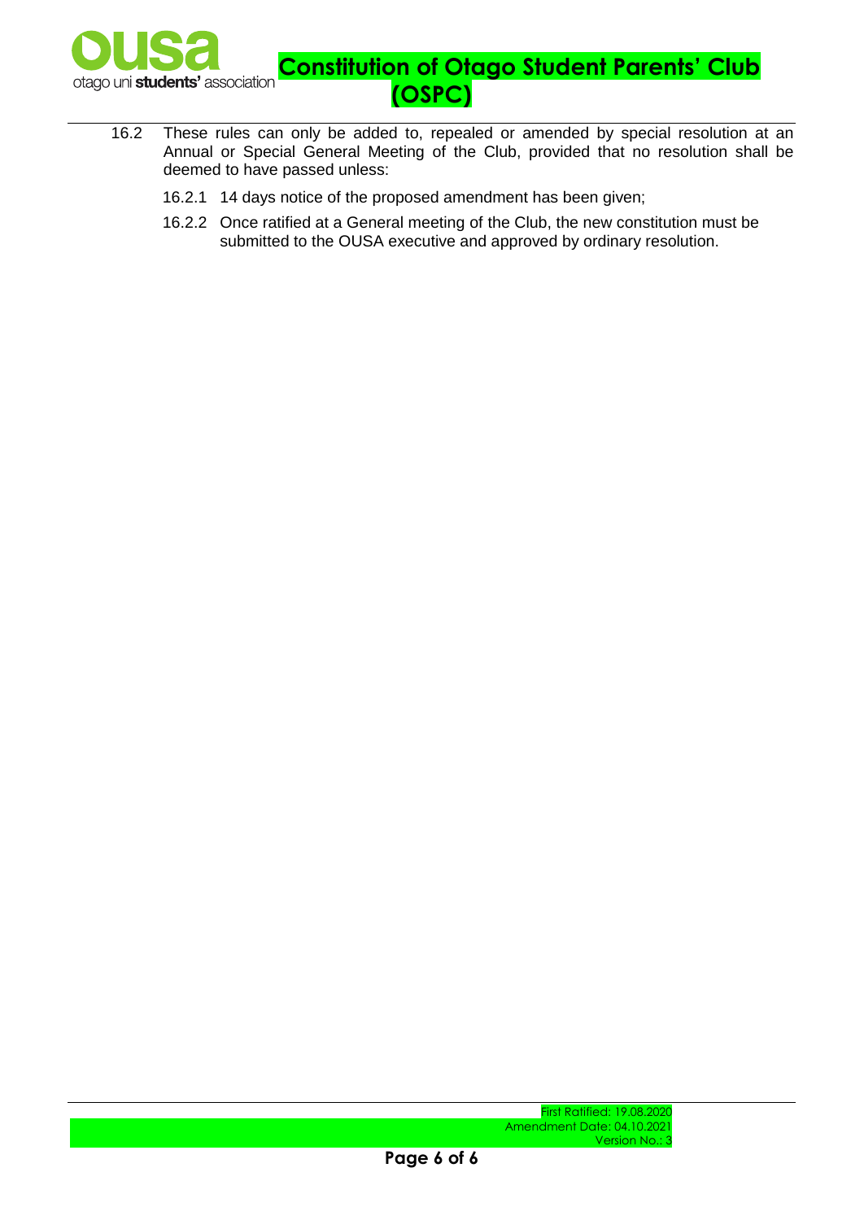16.2 These rules can only be added to, repealed or amended by special resolution at an Annual or Special General Meeting of the Club, provided that no resolution shall be deemed to have passed unless:

16.2.1 14 days notice of the proposed amendment has been given;

16.2.2 Once ratified at a General meeting of the Club, the new constitution must be submitted to the OUSA executive and approved by ordinary resolution.